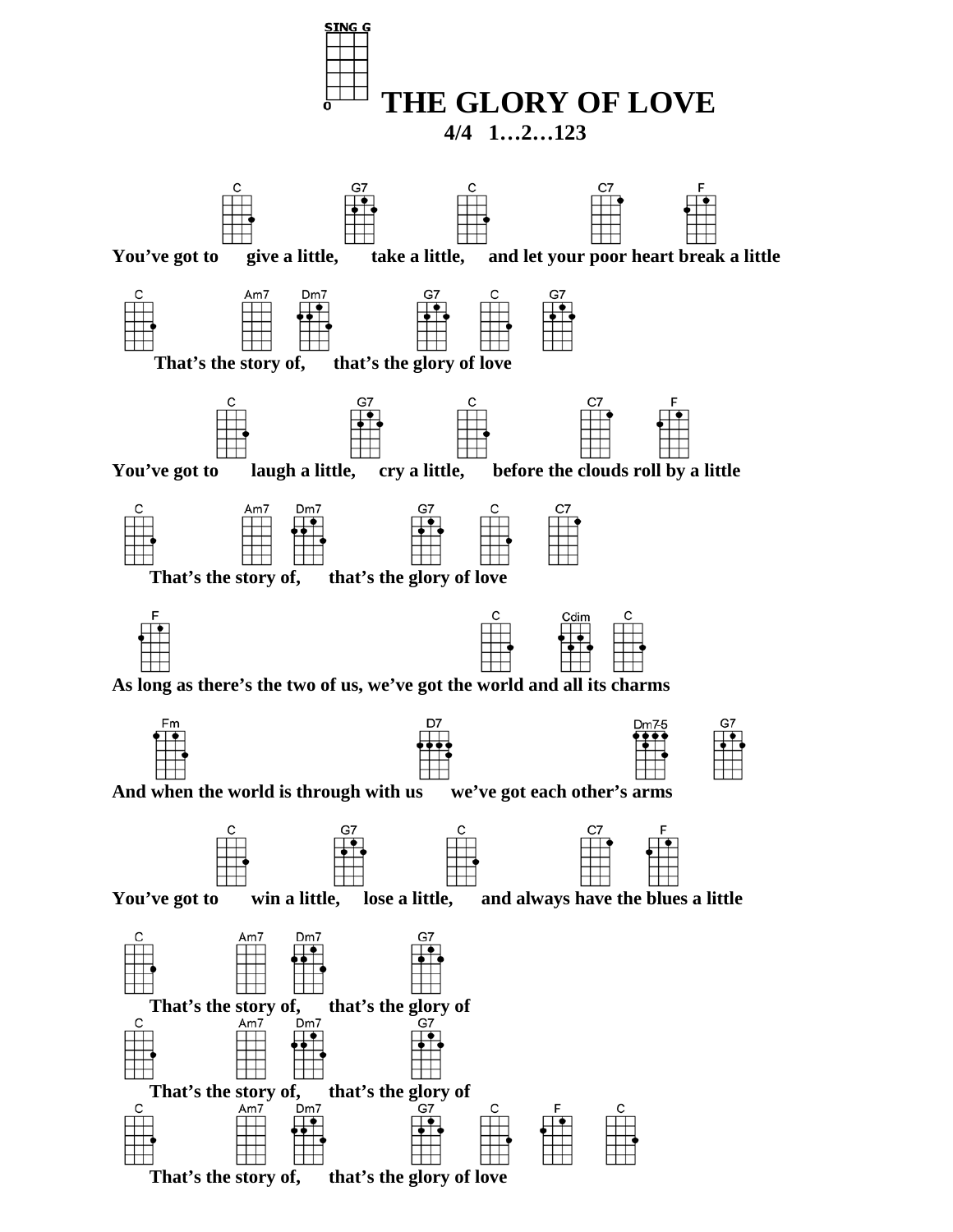SING G

# THE GLORY OF LOVE

**4/4 1…2…123**

C G7 C C7 F
**You've got to give a little, take a little, and let your poor heart break a little**

C Am7 Dm7 G7 C G7
**That's the story of, that's the glory of love**

C G7 C C7 F
**You've got to laugh a little, cry a little, before the clouds roll by a little**

C Am7 Dm7 G7 C C7
**That's the story of, that's the glory of love**

F C Cdim C
**As long as there's the two of us, we've got the world and all its charms**

Fm D7 Dm7-5 G7
**And when the world is through with us we've got each other's arms**

C G7 C C7 F
**You've got to win a little, lose a little, and always have the blues a little**

C Am7 Dm7 G7
**That's the story of, that's the glory of**

C Am7 Dm7 G7
**That's the story of, that's the glory of**

C Am7 Dm7 G7 C F C
**That's the story of, that's the glory of love**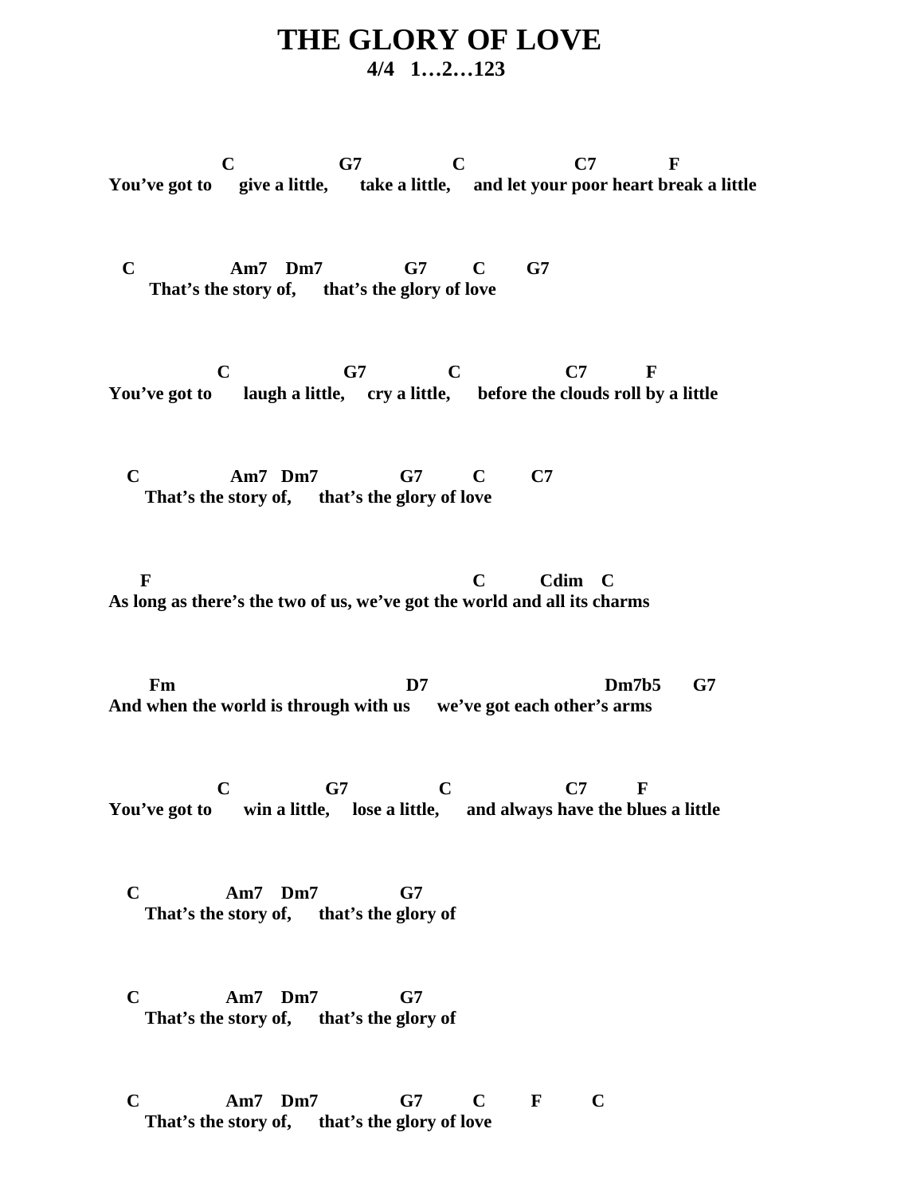# THE GLORY OF LOVE

**4/4 1…2…123**

```
                C                G7              C                C7          F
You've got to     give a little,     take a little,    and let your poor heart break a little

  C              Am7   Dm7            G7       C      G7
     That's the story of,     that's the glory of love

                C                  G7             C                C7         F
You've got to      laugh a little,    cry a little,     before the clouds roll by a little

   C             Am7   Dm7           G7       C      C7
     That's the story of,     that's the glory of love

    F                                            C        Cdim   C
As long as there's the two of us, we've got the world and all its charms

      Fm                                D7                          Dm7b5     G7
And when the world is through with us     we've got each other's arms

               C              G7             C               C7        F
You've got to      win a little,    lose a little,     and always have the blues a little

   C            Am7   Dm7            G7
     That's the story of,     that's the glory of

   C            Am7   Dm7            G7
     That's the story of,     that's the glory of

   C            Am7   Dm7            G7       C      F       C
     That's the story of,     that's the glory of love
```